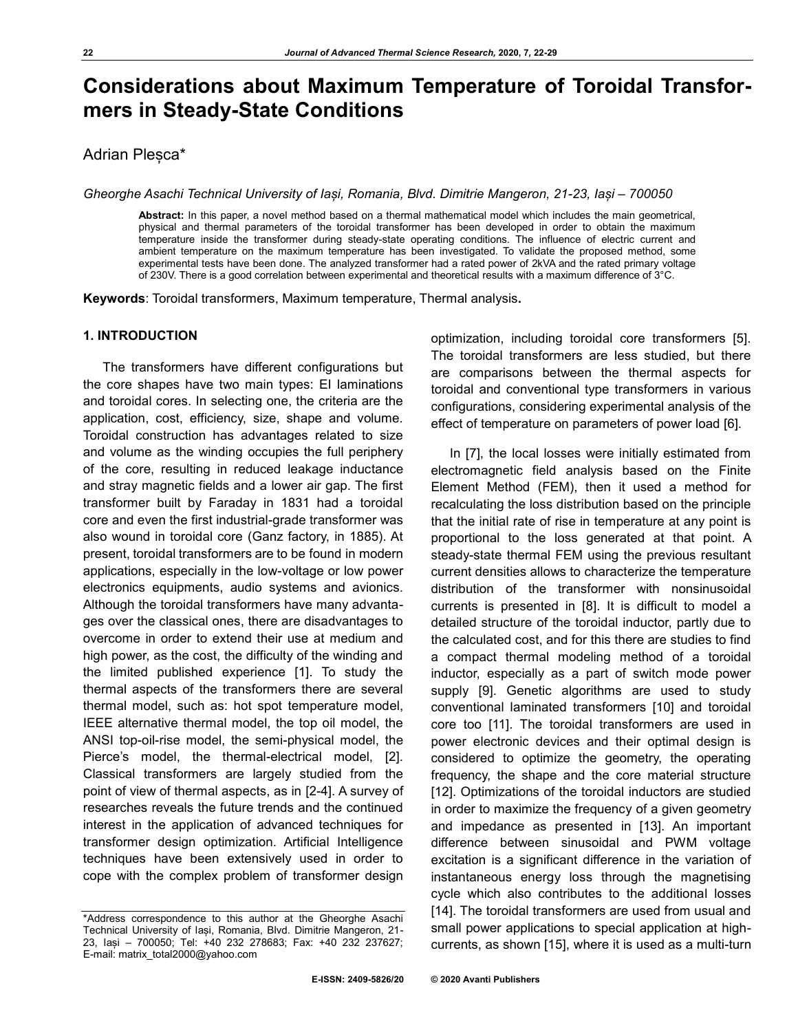# Considerations about Maximum Temperature of Toroidal Transformers in Steady-State Conditions

Adrian Pleșca*

*Gheorghe Asachi Technical University of Iași, Romania, Blvd. Dimitrie Mangeron, 21-23, Iași – 700050*

**Abstract:** In this paper, a novel method based on a thermal mathematical model which includes the main geometrical, physical and thermal parameters of the toroidal transformer has been developed in order to obtain the maximum temperature inside the transformer during steady-state operating conditions. The influence of electric current and ambient temperature on the maximum temperature has been investigated. To validate the proposed method, some experimental tests have been done. The analyzed transformer had a rated power of 2kVA and the rated primary voltage of 230V. There is a good correlation between experimental and theoretical results with a maximum difference of 3°C.

**Keywords**: Toroidal transformers, Maximum temperature, Thermal analysis**.**

## 1. INTRODUCTION

The transformers have different configurations but the core shapes have two main types: EI laminations and toroidal cores. In selecting one, the criteria are the application, cost, efficiency, size, shape and volume. Toroidal construction has advantages related to size and volume as the winding occupies the full periphery of the core, resulting in reduced leakage inductance and stray magnetic fields and a lower air gap. The first transformer built by Faraday in 1831 had a toroidal core and even the first industrial-grade transformer was also wound in toroidal core (Ganz factory, in 1885). At present, toroidal transformers are to be found in modern applications, especially in the low-voltage or low power electronics equipments, audio systems and avionics. Although the toroidal transformers have many advantages over the classical ones, there are disadvantages to overcome in order to extend their use at medium and high power, as the cost, the difficulty of the winding and the limited published experience [1]. To study the thermal aspects of the transformers there are several thermal model, such as: hot spot temperature model, IEEE alternative thermal model, the top oil model, the ANSI top-oil-rise model, the semi-physical model, the Pierce's model, the thermal-electrical model, [2]. Classical transformers are largely studied from the point of view of thermal aspects, as in [2-4]. A survey of researches reveals the future trends and the continued interest in the application of advanced techniques for transformer design optimization. Artificial Intelligence techniques have been extensively used in order to cope with the complex problem of transformer design optimization, including toroidal core transformers [5]. The toroidal transformers are less studied, but there are comparisons between the thermal aspects for toroidal and conventional type transformers in various configurations, considering experimental analysis of the effect of temperature on parameters of power load [6].

In [7], the local losses were initially estimated from electromagnetic field analysis based on the Finite Element Method (FEM), then it used a method for recalculating the loss distribution based on the principle that the initial rate of rise in temperature at any point is proportional to the loss generated at that point. A steady-state thermal FEM using the previous resultant current densities allows to characterize the temperature distribution of the transformer with nonsinusoidal currents is presented in [8]. It is difficult to model a detailed structure of the toroidal inductor, partly due to the calculated cost, and for this there are studies to find a compact thermal modeling method of a toroidal inductor, especially as a part of switch mode power supply [9]. Genetic algorithms are used to study conventional laminated transformers [10] and toroidal core too [11]. The toroidal transformers are used in power electronic devices and their optimal design is considered to optimize the geometry, the operating frequency, the shape and the core material structure [12]. Optimizations of the toroidal inductors are studied in order to maximize the frequency of a given geometry and impedance as presented in [13]. An important difference between sinusoidal and PWM voltage excitation is a significant difference in the variation of instantaneous energy loss through the magnetising cycle which also contributes to the additional losses [14]. The toroidal transformers are used from usual and small power applications to special application at high-currents, as shown [15], where it is used as a multi-turn

*Address correspondence to this author at the Gheorghe Asachi Technical University of Iași, Romania, Blvd. Dimitrie Mangeron, 21-23, Iași – 700050; Tel: +40 232 278683; Fax: +40 232 237627; E-mail: matrix_total2000@yahoo.com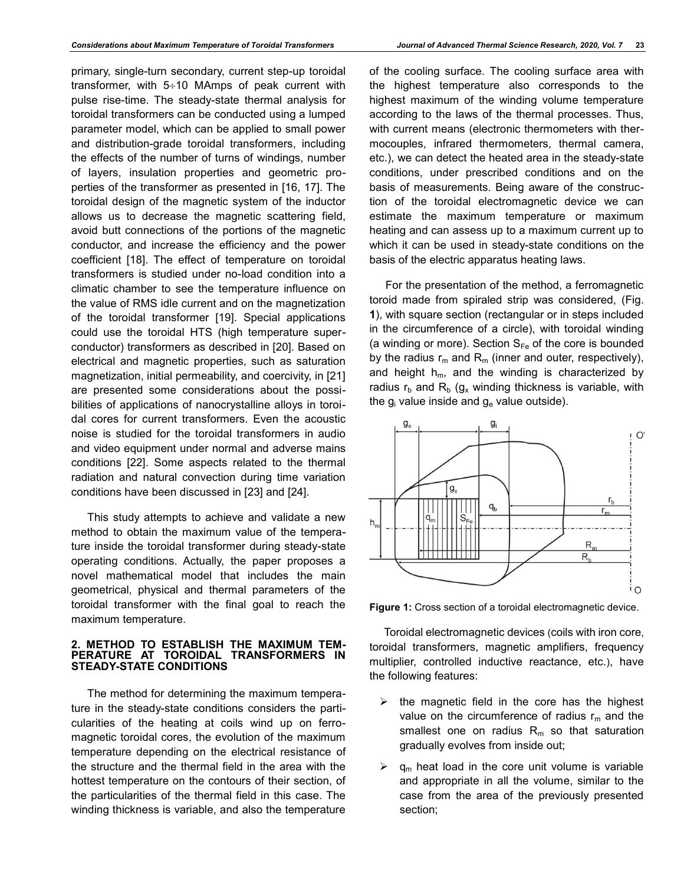primary, single-turn secondary, current step-up toroidal transformer, with 5÷10 MAmps of peak current with pulse rise-time. The steady-state thermal analysis for toroidal transformers can be conducted using a lumped parameter model, which can be applied to small power and distribution-grade toroidal transformers, including the effects of the number of turns of windings, number of layers, insulation properties and geometric properties of the transformer as presented in [16, 17]. The toroidal design of the magnetic system of the inductor allows us to decrease the magnetic scattering field, avoid butt connections of the portions of the magnetic conductor, and increase the efficiency and the power coefficient [18]. The effect of temperature on toroidal transformers is studied under no-load condition into a climatic chamber to see the temperature influence on the value of RMS idle current and on the magnetization of the toroidal transformer [19]. Special applications could use the toroidal HTS (high temperature superconductor) transformers as described in [20]. Based on electrical and magnetic properties, such as saturation magnetization, initial permeability, and coercivity, in [21] are presented some considerations about the possibilities of applications of nanocrystalline alloys in toroidal cores for current transformers. Even the acoustic noise is studied for the toroidal transformers in audio and video equipment under normal and adverse mains conditions [22]. Some aspects related to the thermal radiation and natural convection during time variation conditions have been discussed in [23] and [24].

This study attempts to achieve and validate a new method to obtain the maximum value of the temperature inside the toroidal transformer during steady-state operating conditions. Actually, the paper proposes a novel mathematical model that includes the main geometrical, physical and thermal parameters of the toroidal transformer with the final goal to reach the maximum temperature.

## 2. METHOD TO ESTABLISH THE MAXIMUM TEMPERATURE AT TOROIDAL TRANSFORMERS IN STEADY-STATE CONDITIONS

The method for determining the maximum temperature in the steady-state conditions considers the particularities of the heating at coils wind up on ferromagnetic toroidal cores, the evolution of the maximum temperature depending on the electrical resistance of the structure and the thermal field in the area with the hottest temperature on the contours of their section, of the particularities of the thermal field in this case. The winding thickness is variable, and also the temperature of the cooling surface. The cooling surface area with the highest temperature also corresponds to the highest maximum of the winding volume temperature according to the laws of the thermal processes. Thus, with current means (electronic thermometers with thermocouples, infrared thermometers, thermal camera, etc.), we can detect the heated area in the steady-state conditions, under prescribed conditions and on the basis of measurements. Being aware of the construction of the toroidal electromagnetic device we can estimate the maximum temperature or maximum heating and can assess up to a maximum current up to which it can be used in steady-state conditions on the basis of the electric apparatus heating laws.

For the presentation of the method, a ferromagnetic toroid made from spiraled strip was considered, (Fig. **1**), with square section (rectangular or in steps included in the circumference of a circle), with toroidal winding (a winding or more). Section $S_{Fe}$ of the core is bounded by the radius $r_m$ and $R_m$ (inner and outer, respectively), and height $h_m$, and the winding is characterized by radius $r_b$ and $R_b$ ($g_x$ winding thickness is variable, with the $g_i$ value inside and $g_e$ value outside).

**Figure 1:** Cross section of a toroidal electromagnetic device.

Toroidal electromagnetic devices (coils with iron core, toroidal transformers, magnetic amplifiers, frequency multiplier, controlled inductive reactance, etc.), have the following features:

- the magnetic field in the core has the highest value on the circumference of radius $r_m$ and the smallest one on radius $R_m$ so that saturation gradually evolves from inside out;
- $q_m$ heat load in the core unit volume is variable and appropriate in all the volume, similar to the case from the area of the previously presented section;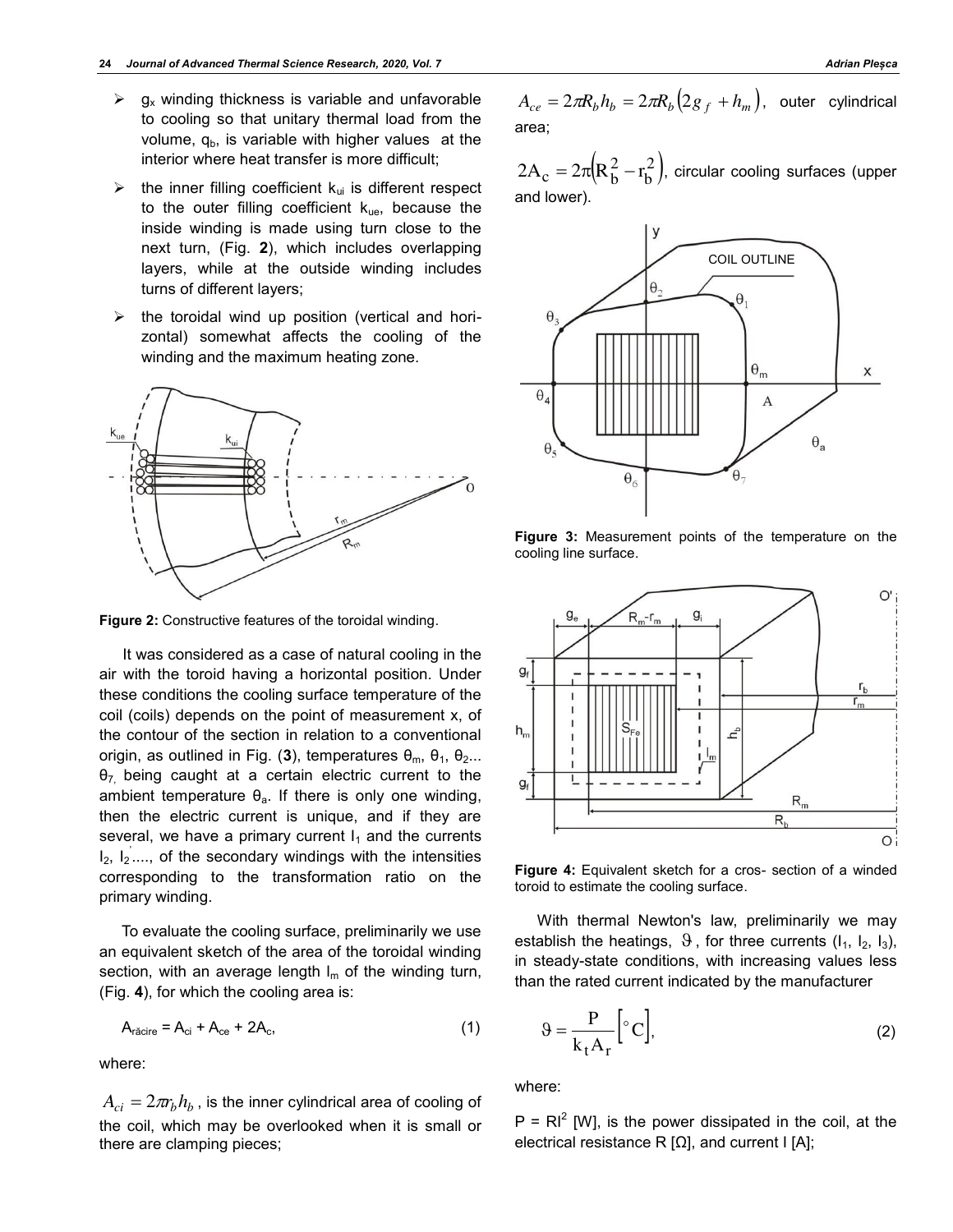- $g_x$ winding thickness is variable and unfavorable to cooling so that unitary thermal load from the volume, $q_b$, is variable with higher values at the interior where heat transfer is more difficult;
- the inner filling coefficient $k_{ui}$ is different respect to the outer filling coefficient $k_{ue}$, because the inside winding is made using turn close to the next turn, (Fig. **2**), which includes overlapping layers, while at the outside winding includes turns of different layers;
- the toroidal wind up position (vertical and horizontal) somewhat affects the cooling of the winding and the maximum heating zone.

**Figure 2:** Constructive features of the toroidal winding.

It was considered as a case of natural cooling in the air with the toroid having a horizontal position. Under these conditions the cooling surface temperature of the coil (coils) depends on the point of measurement x, of the contour of the section in relation to a conventional origin, as outlined in Fig. (**3**), temperatures $\theta_m$, $\theta_1$, $\theta_2$... $\theta_7$ being caught at a certain electric current to the ambient temperature $\theta_a$. If there is only one winding, then the electric current is unique, and if they are several, we have a primary current $I_1$ and the currents $I_2$, $I_2'$...., of the secondary windings with the intensities corresponding to the transformation ratio on the primary winding.

To evaluate the cooling surface, preliminarily we use an equivalent sketch of the area of the toroidal winding section, with an average length $l_m$ of the winding turn, (Fig. **4**), for which the cooling area is:

$$A_{răcire} = A_{ci} + A_{ce} + 2A_c, \tag{1}$$

where:

$A_{ci} = 2\pi r_b h_b$, is the inner cylindrical area of cooling of the coil, which may be overlooked when it is small or there are clamping pieces;

$A_{ce} = 2\pi R_b h_b = 2\pi R_b \left(2g_f + h_m\right)$, outer cylindrical area;

$2A_c = 2\pi\left(R_b^2 - r_b^2\right)$, circular cooling surfaces (upper and lower).

**Figure 3:** Measurement points of the temperature on the cooling line surface.

**Figure 4:** Equivalent sketch for a cros- section of a winded toroid to estimate the cooling surface.

With thermal Newton's law, preliminarily we may establish the heatings, $\vartheta$, for three currents ($I_1$, $I_2$, $I_3$), in steady-state conditions, with increasing values less than the rated current indicated by the manufacturer

$$\vartheta = \frac{P}{k_t A_r}\left[{}^\circ C\right], \tag{2}$$

where:

$P = RI^2$ [W], is the power dissipated in the coil, at the electrical resistance R [Ω], and current I [A];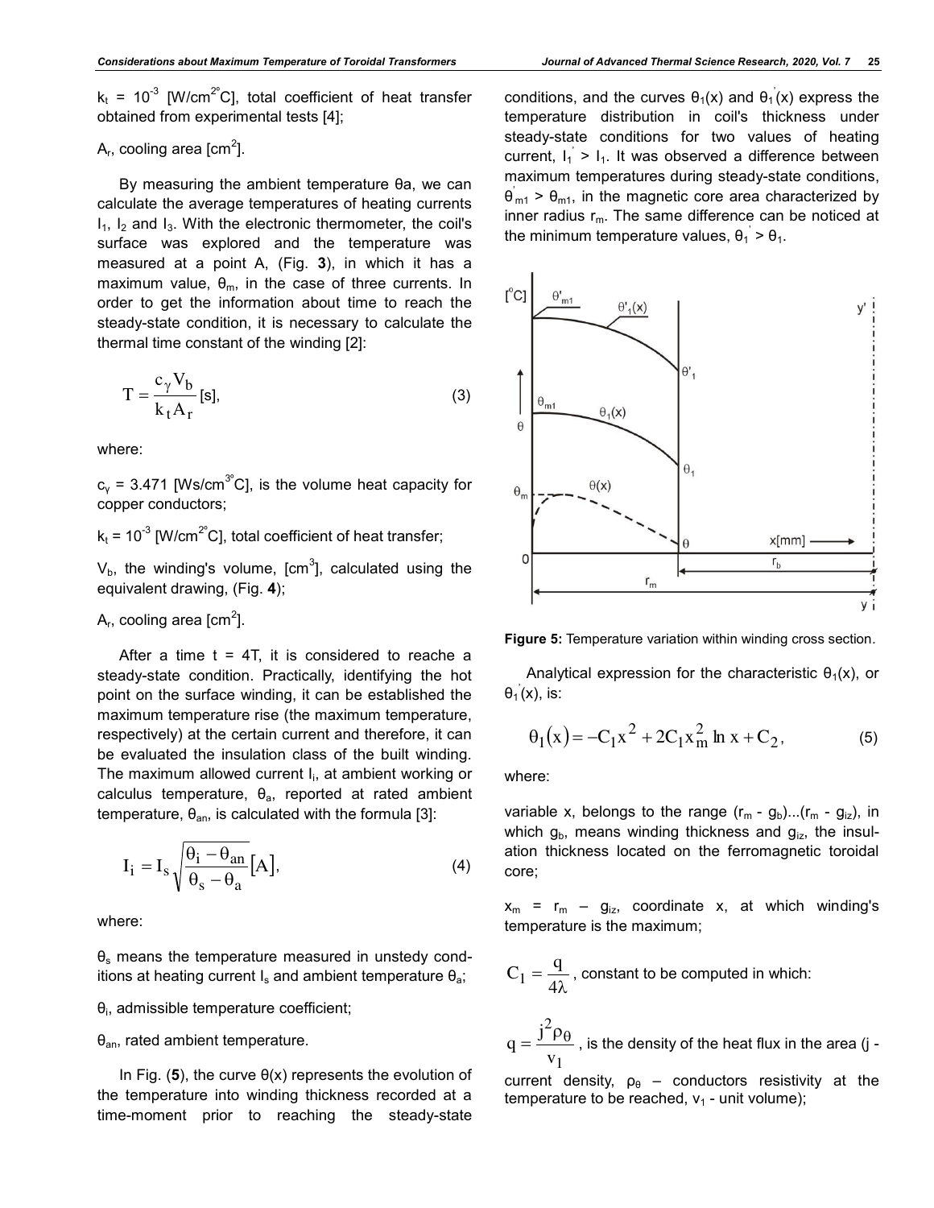$k_t = 10^{-3}$ [W/cm$^{2°}$C], total coefficient of heat transfer obtained from experimental tests [4];

$A_r$, cooling area [cm$^2$].

By measuring the ambient temperature θa, we can calculate the average temperatures of heating currents $I_1$, $I_2$ and $I_3$. With the electronic thermometer, the coil's surface was explored and the temperature was measured at a point A, (Fig. **3**), in which it has a maximum value, $\theta_m$, in the case of three currents. In order to get the information about time to reach the steady-state condition, it is necessary to calculate the thermal time constant of the winding [2]:

$$T = \frac{c_\gamma V_b}{k_t A_r} [\text{s}], \tag{3}$$

where:

$c_\gamma = 3.471$ [Ws/cm$^{3°}$C], is the volume heat capacity for copper conductors;

$k_t = 10^{-3}$ [W/cm$^{2°}$C], total coefficient of heat transfer;

$V_b$, the winding's volume, [cm$^3$], calculated using the equivalent drawing, (Fig. **4**);

$A_r$, cooling area [cm$^2$].

After a time t = 4T, it is considered to reache a steady-state condition. Practically, identifying the hot point on the surface winding, it can be established the maximum temperature rise (the maximum temperature, respectively) at the certain current and therefore, it can be evaluated the insulation class of the built winding. The maximum allowed current $I_i$, at ambient working or calculus temperature, $\theta_a$, reported at rated ambient temperature, $\theta_{an}$, is calculated with the formula [3]:

$$I_i = I_s \sqrt{\frac{\theta_i - \theta_{an}}{\theta_s - \theta_a}} [\text{A}], \tag{4}$$

where:

$\theta_s$ means the temperature measured in unstedy conditions at heating current $I_s$ and ambient temperature $\theta_a$;

$\theta_i$, admissible temperature coefficient;

$\theta_{an}$, rated ambient temperature.

In Fig. (**5**), the curve θ(x) represents the evolution of the temperature into winding thickness recorded at a time-moment prior to reaching the steady-state conditions, and the curves $\theta_1(x)$ and $\theta_1^{'}(x)$ express the temperature distribution in coil's thickness under steady-state conditions for two values of heating current, $I_1^{'} > I_1$. It was observed a difference between maximum temperatures during steady-state conditions, $\theta^{'}_{m1} > \theta_{m1}$, in the magnetic core area characterized by inner radius $r_m$. The same difference can be noticed at the minimum temperature values, $\theta_1^{'} > \theta_1$.

**Figure 5:** Temperature variation within winding cross section.

Analytical expression for the characteristic $\theta_1(x)$, or $\theta_1^{'}(x)$, is:

$$\theta_1(x) = -C_1 x^2 + 2C_1 x_m^2 \ln x + C_2, \tag{5}$$

where:

variable x, belongs to the range $(r_m - g_b)...(r_m - g_{iz})$, in which $g_b$, means winding thickness and $g_{iz}$, the insulation thickness located on the ferromagnetic toroidal core;

$x_m = r_m - g_{iz}$, coordinate x, at which winding's temperature is the maximum;

$C_1 = \frac{q}{4\lambda}$, constant to be computed in which:

$q = \frac{j^2 \rho_\theta}{v_1}$, is the density of the heat flux in the area (j - current density, $\rho_\theta$ – conductors resistivity at the temperature to be reached, $v_1$ - unit volume);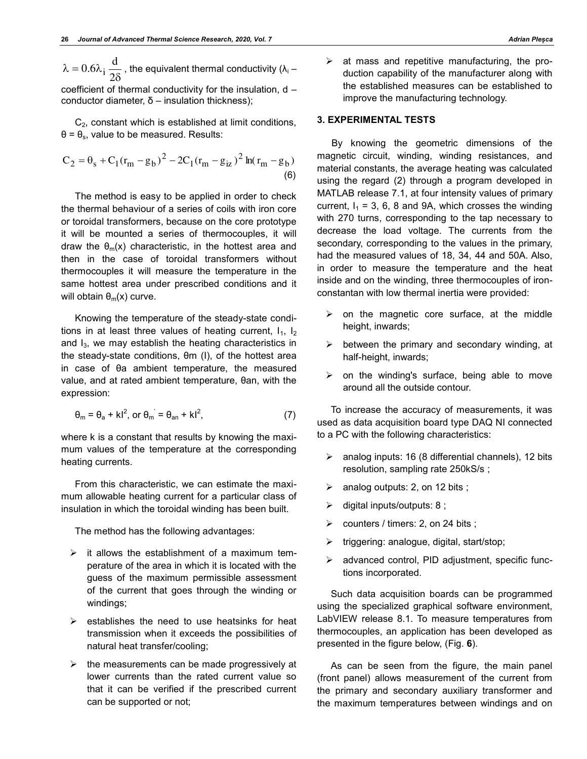$\lambda = 0.6\lambda_i \frac{d}{2\delta}$, the equivalent thermal conductivity ($\lambda_i$ – coefficient of thermal conductivity for the insulation, d – conductor diameter, δ – insulation thickness);

$C_2$, constant which is established at limit conditions, $\theta = \theta_s$, value to be measured. Results:

$$C_2 = \theta_s + C_1(r_m - g_b)^2 - 2C_1(r_m - g_{iz})^2 \ln(r_m - g_b) \tag{6}$$

The method is easy to be applied in order to check the thermal behaviour of a series of coils with iron core or toroidal transformers, because on the core prototype it will be mounted a series of thermocouples, it will draw the $\theta_m(x)$ characteristic, in the hottest area and then in the case of toroidal transformers without thermocouples it will measure the temperature in the same hottest area under prescribed conditions and it will obtain $\theta_m(x)$ curve.

Knowing the temperature of the steady-state conditions in at least three values of heating current, $I_1$, $I_2$ and $I_3$, we may establish the heating characteristics in the steady-state conditions, $\theta m$ (I), of the hottest area in case of $\theta a$ ambient temperature, the measured value, and at rated ambient temperature, $\theta an$, with the expression:

$$\theta_m = \theta_a + kI^2, \text{ or } \theta_m' = \theta_{an} + kI^2, \tag{7}$$

where k is a constant that results by knowing the maximum values of the temperature at the corresponding heating currents.

From this characteristic, we can estimate the maximum allowable heating current for a particular class of insulation in which the toroidal winding has been built.

The method has the following advantages:

- it allows the establishment of a maximum temperature of the area in which it is located with the guess of the maximum permissible assessment of the current that goes through the winding or windings;
- establishes the need to use heatsinks for heat transmission when it exceeds the possibilities of natural heat transfer/cooling;
- the measurements can be made progressively at lower currents than the rated current value so that it can be verified if the prescribed current can be supported or not;
- at mass and repetitive manufacturing, the production capability of the manufacturer along with the established measures can be established to improve the manufacturing technology.

## 3. EXPERIMENTAL TESTS

By knowing the geometric dimensions of the magnetic circuit, winding, winding resistances, and material constants, the average heating was calculated using the regard (2) through a program developed in MATLAB release 7.1, at four intensity values of primary current, $I_1$ = 3, 6, 8 and 9A, which crosses the winding with 270 turns, corresponding to the tap necessary to decrease the load voltage. The currents from the secondary, corresponding to the values in the primary, had the measured values of 18, 34, 44 and 50A. Also, in order to measure the temperature and the heat inside and on the winding, three thermocouples of iron-constantan with low thermal inertia were provided:

- on the magnetic core surface, at the middle height, inwards;
- between the primary and secondary winding, at half-height, inwards;
- on the winding's surface, being able to move around all the outside contour.

To increase the accuracy of measurements, it was used as data acquisition board type DAQ NI connected to a PC with the following characteristics:

- analog inputs: 16 (8 differential channels), 12 bits resolution, sampling rate 250kS/s ;
- analog outputs: 2, on 12 bits ;
- digital inputs/outputs: 8 ;
- counters / timers: 2, on 24 bits ;
- triggering: analogue, digital, start/stop;
- advanced control, PID adjustment, specific functions incorporated.

Such data acquisition boards can be programmed using the specialized graphical software environment, LabVIEW release 8.1. To measure temperatures from thermocouples, an application has been developed as presented in the figure below, (Fig. **6**).

As can be seen from the figure, the main panel (front panel) allows measurement of the current from the primary and secondary auxiliary transformer and the maximum temperatures between windings and on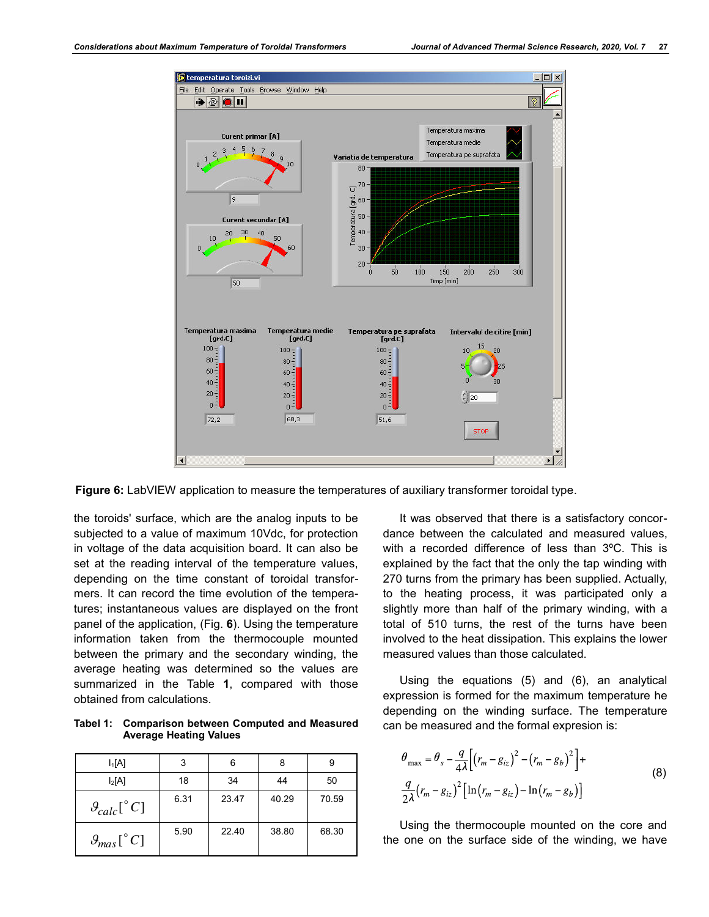Figure 6: LabVIEW application to measure the temperatures of auxiliary transformer toroidal type.

the toroids' surface, which are the analog inputs to be subjected to a value of maximum 10Vdc, for protection in voltage of the data acquisition board. It can also be set at the reading interval of the temperature values, depending on the time constant of toroidal transformers. It can record the time evolution of the temperatures; instantaneous values are displayed on the front panel of the application, (Fig. **6**). Using the temperature information taken from the thermocouple mounted between the primary and the secondary winding, the average heating was determined so the values are summarized in the Table **1**, compared with those obtained from calculations.

**Tabel 1: Comparison between Computed and Measured Average Heating Values**

| $I_1$[A] | 3 | 6 | 8 | 9 |
|---|---|---|---|---|
| $I_2$[A] | 18 | 34 | 44 | 50 |
| $\vartheta_{calc}[^\circ C]$ | 6.31 | 23.47 | 40.29 | 70.59 |
| $\vartheta_{mas}[^\circ C]$ | 5.90 | 22.40 | 38.80 | 68.30 |

It was observed that there is a satisfactory concordance between the calculated and measured values, with a recorded difference of less than 3ºC. This is explained by the fact that the only the tap winding with 270 turns from the primary has been supplied. Actually, to the heating process, it was participated only a slightly more than half of the primary winding, with a total of 510 turns, the rest of the turns have been involved to the heat dissipation. This explains the lower measured values than those calculated.

Using the equations (5) and (6), an analytical expression is formed for the maximum temperature he depending on the winding surface. The temperature can be measured and the formal expresion is:

$$\theta_{\max} = \theta_s - \frac{q}{4\lambda}\left[\left(r_m - g_{iz}\right)^2 - \left(r_m - g_b\right)^2\right] + \frac{q}{2\lambda}\left(r_m - g_{iz}\right)^2\left[\ln\left(r_m - g_{iz}\right) - \ln\left(r_m - g_b\right)\right] \tag{8}$$

Using the thermocouple mounted on the core and the one on the surface side of the winding, we have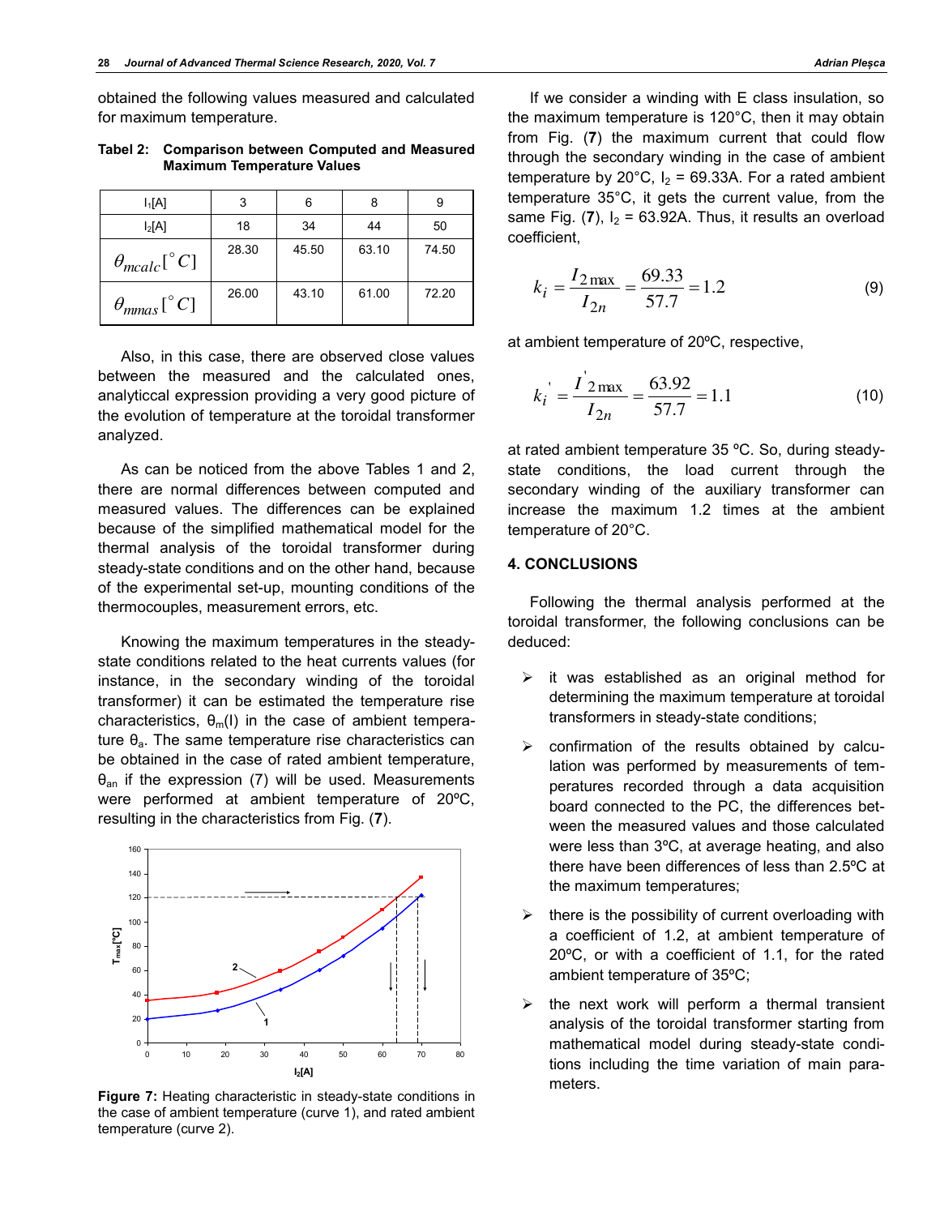obtained the following values measured and calculated for maximum temperature.

**Tabel 2: Comparison between Computed and Measured Maximum Temperature Values**

| $I_1$[A] | 3 | 6 | 8 | 9 |
|---|---|---|---|---|
| $I_2$[A] | 18 | 34 | 44 | 50 |
| $\theta_{mcalc}[^\circ C]$ | 28.30 | 45.50 | 63.10 | 74.50 |
| $\theta_{mmas}[^\circ C]$ | 26.00 | 43.10 | 61.00 | 72.20 |

Also, in this case, there are observed close values between the measured and the calculated ones, analyticcal expression providing a very good picture of the evolution of temperature at the toroidal transformer analyzed.

As can be noticed from the above Tables 1 and 2, there are normal differences between computed and measured values. The differences can be explained because of the simplified mathematical model for the thermal analysis of the toroidal transformer during steady-state conditions and on the other hand, because of the experimental set-up, mounting conditions of the thermocouples, measurement errors, etc.

Knowing the maximum temperatures in the steady-state conditions related to the heat currents values (for instance, in the secondary winding of the toroidal transformer) it can be estimated the temperature rise characteristics, $\theta_m(I)$ in the case of ambient temperature $\theta_a$. The same temperature rise characteristics can be obtained in the case of rated ambient temperature, $\theta_{an}$ if the expression (7) will be used. Measurements were performed at ambient temperature of 20ºC, resulting in the characteristics from Fig. (**7**).

**Figure 7:** Heating characteristic in steady-state conditions in the case of ambient temperature (curve 1), and rated ambient temperature (curve 2).

If we consider a winding with E class insulation, so the maximum temperature is 120°C, then it may obtain from Fig. (**7**) the maximum current that could flow through the secondary winding in the case of ambient temperature by 20°C, $I_2$ = 69.33A. For a rated ambient temperature 35°C, it gets the current value, from the same Fig. (**7**), $I_2$ = 63.92A. Thus, it results an overload coefficient,

$$k_i = \frac{I_{2\max}}{I_{2n}} = \frac{69.33}{57.7} = 1.2 \qquad (9)$$

at ambient temperature of 20ºC, respective,

$$k_i^{'} = \frac{I^{'}_{2\max}}{I_{2n}} = \frac{63.92}{57.7} = 1.1 \qquad (10)$$

at rated ambient temperature 35 ºC. So, during steady-state conditions, the load current through the secondary winding of the auxiliary transformer can increase the maximum 1.2 times at the ambient temperature of 20°C.

## 4. CONCLUSIONS

Following the thermal analysis performed at the toroidal transformer, the following conclusions can be deduced:

- it was established as an original method for determining the maximum temperature at toroidal transformers in steady-state conditions;
- confirmation of the results obtained by calculation was performed by measurements of temperatures recorded through a data acquisition board connected to the PC, the differences between the measured values and those calculated were less than 3ºC, at average heating, and also there have been differences of less than 2.5ºC at the maximum temperatures;
- there is the possibility of current overloading with a coefficient of 1.2, at ambient temperature of 20ºC, or with a coefficient of 1.1, for the rated ambient temperature of 35ºC;
- the next work will perform a thermal transient analysis of the toroidal transformer starting from mathematical model during steady-state conditions including the time variation of main parameters.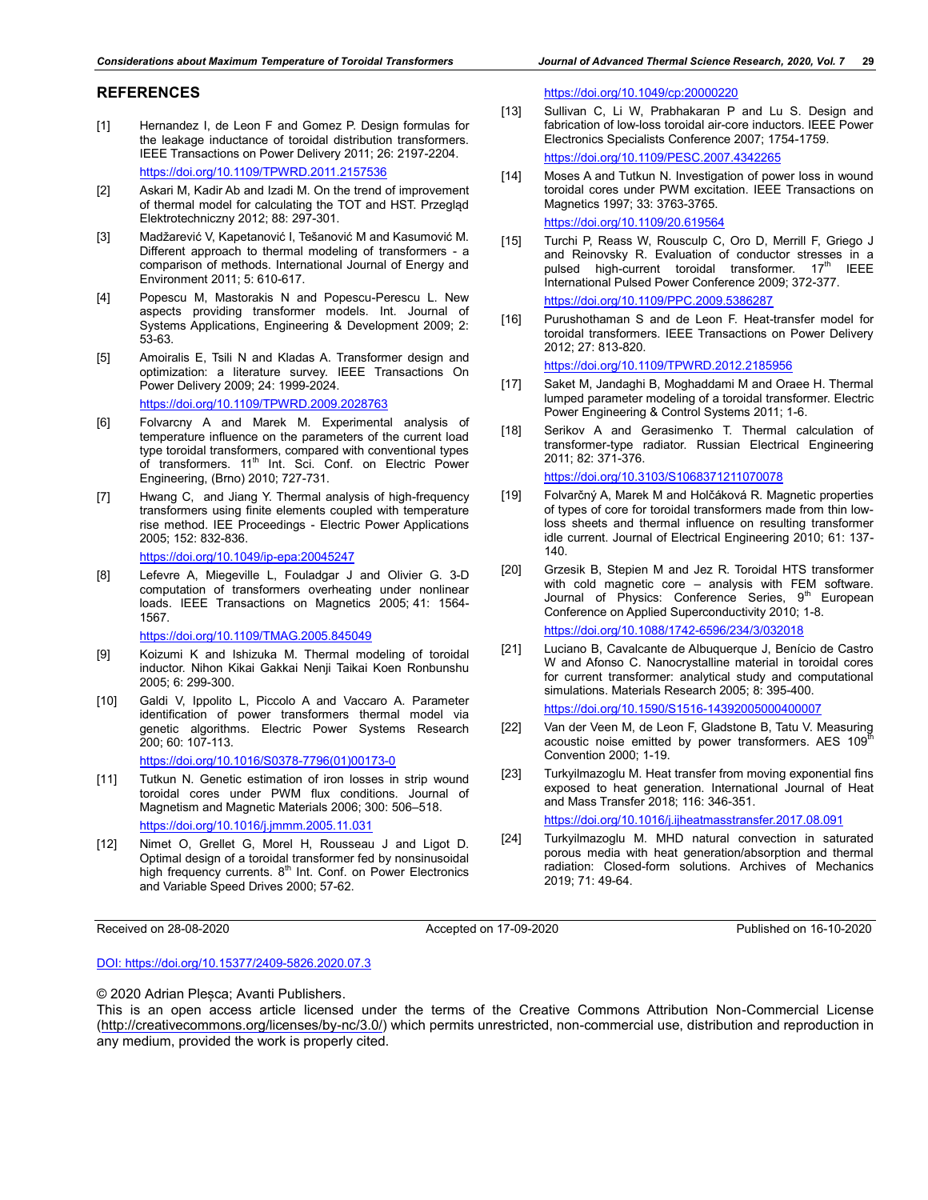## REFERENCES

[1] Hernandez I, de Leon F and Gomez P. Design formulas for the leakage inductance of toroidal distribution transformers. IEEE Transactions on Power Delivery 2011; 26: 2197-2204. https://doi.org/10.1109/TPWRD.2011.2157536

[2] Askari M, Kadir Ab and Izadi M. On the trend of improvement of thermal model for calculating the TOT and HST. Przegląd Elektrotechniczny 2012; 88: 297-301.

[3] Madžarević V, Kapetanović I, Tešanović M and Kasumović M. Different approach to thermal modeling of transformers - a comparison of methods. International Journal of Energy and Environment 2011; 5: 610-617.

[4] Popescu M, Mastorakis N and Popescu-Perescu L. New aspects providing transformer models. Int. Journal of Systems Applications, Engineering & Development 2009; 2: 53-63.

[5] Amoiralis E, Tsili N and Kladas A. Transformer design and optimization: a literature survey. IEEE Transactions On Power Delivery 2009; 24: 1999-2024. https://doi.org/10.1109/TPWRD.2009.2028763

[6] Folvarcny A and Marek M. Experimental analysis of temperature influence on the parameters of the current load type toroidal transformers, compared with conventional types of transformers. 11th Int. Sci. Conf. on Electric Power Engineering, (Brno) 2010; 727-731.

[7] Hwang C, and Jiang Y. Thermal analysis of high-frequency transformers using finite elements coupled with temperature rise method. IEE Proceedings - Electric Power Applications 2005; 152: 832-836. https://doi.org/10.1049/ip-epa:20045247

[8] Lefevre A, Miegeville L, Fouladgar J and Olivier G. 3-D computation of transformers overheating under nonlinear loads. IEEE Transactions on Magnetics 2005; 41: 1564-1567. https://doi.org/10.1109/TMAG.2005.845049

[9] Koizumi K and Ishizuka M. Thermal modeling of toroidal inductor. Nihon Kikai Gakkai Nenji Taikai Koen Ronbunshu 2005; 6: 299-300.

[10] Galdi V, Ippolito L, Piccolo A and Vaccaro A. Parameter identification of power transformers thermal model via genetic algorithms. Electric Power Systems Research 200; 60: 107-113. https://doi.org/10.1016/S0378-7796(01)00173-0

[11] Tutkun N. Genetic estimation of iron losses in strip wound toroidal cores under PWM flux conditions. Journal of Magnetism and Magnetic Materials 2006; 300: 506–518. https://doi.org/10.1016/j.jmmm.2005.11.031

[12] Nimet O, Grellet G, Morel H, Rousseau J and Ligot D. Optimal design of a toroidal transformer fed by nonsinusoidal high frequency currents. 8th Int. Conf. on Power Electronics and Variable Speed Drives 2000; 57-62. https://doi.org/10.1049/cp:20000220

[13] Sullivan C, Li W, Prabhakaran P and Lu S. Design and fabrication of low-loss toroidal air-core inductors. IEEE Power Electronics Specialists Conference 2007; 1754-1759. https://doi.org/10.1109/PESC.2007.4342265

[14] Moses A and Tutkun N. Investigation of power loss in wound toroidal cores under PWM excitation. IEEE Transactions on Magnetics 1997; 33: 3763-3765. https://doi.org/10.1109/20.619564

[15] Turchi P, Reass W, Rousculp C, Oro D, Merrill F, Griego J and Reinovsky R. Evaluation of conductor stresses in a pulsed high-current toroidal transformer. 17th IEEE International Pulsed Power Conference 2009; 372-377. https://doi.org/10.1109/PPC.2009.5386287

[16] Purushothaman S and de Leon F. Heat-transfer model for toroidal transformers. IEEE Transactions on Power Delivery 2012; 27: 813-820. https://doi.org/10.1109/TPWRD.2012.2185956

[17] Saket M, Jandaghi B, Moghaddami M and Oraee H. Thermal lumped parameter modeling of a toroidal transformer. Electric Power Engineering & Control Systems 2011; 1-6.

[18] Serikov A and Gerasimenko T. Thermal calculation of transformer-type radiator. Russian Electrical Engineering 2011; 82: 371-376. https://doi.org/10.3103/S1068371211070078

[19] Folvarčný A, Marek M and Holčáková R. Magnetic properties of types of core for toroidal transformers made from thin low-loss sheets and thermal influence on resulting transformer idle current. Journal of Electrical Engineering 2010; 61: 137-140.

[20] Grzesik B, Stepien M and Jez R. Toroidal HTS transformer with cold magnetic core – analysis with FEM software. Journal of Physics: Conference Series, 9th European Conference on Applied Superconductivity 2010; 1-8. https://doi.org/10.1088/1742-6596/234/3/032018

[21] Luciano B, Cavalcante de Albuquerque J, Benício de Castro W and Afonso C. Nanocrystalline material in toroidal cores for current transformer: analytical study and computational simulations. Materials Research 2005; 8: 395-400. https://doi.org/10.1590/S1516-14392005000400007

[22] Van der Veen M, de Leon F, Gladstone B, Tatu V. Measuring acoustic noise emitted by power transformers. AES 109th Convention 2000; 1-19.

[23] Turkyilmazoglu M. Heat transfer from moving exponential fins exposed to heat generation. International Journal of Heat and Mass Transfer 2018; 116: 346-351. https://doi.org/10.1016/j.ijheatmasstransfer.2017.08.091

[24] Turkyilmazoglu M. MHD natural convection in saturated porous media with heat generation/absorption and thermal radiation: Closed-form solutions. Archives of Mechanics 2019; 71: 49-64.

Received on 28-08-2020 | Accepted on 17-09-2020 | Published on 16-10-2020

DOI: https://doi.org/10.15377/2409-5826.2020.07.3

© 2020 Adrian Pleșca; Avanti Publishers.

This is an open access article licensed under the terms of the Creative Commons Attribution Non-Commercial License (http://creativecommons.org/licenses/by-nc/3.0/) which permits unrestricted, non-commercial use, distribution and reproduction in any medium, provided the work is properly cited.